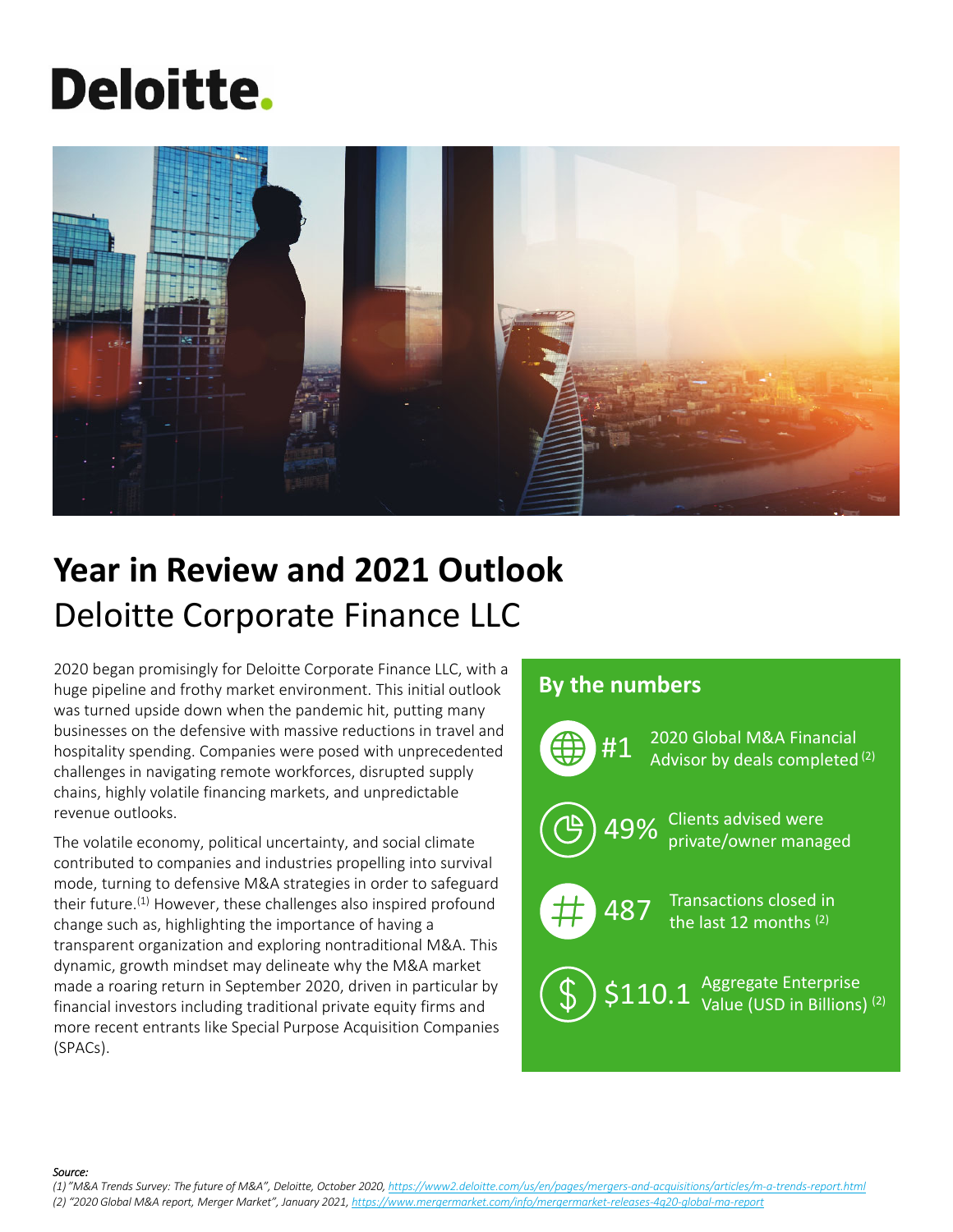Deloitte.

# Year in Review and 2021 Outlook

## Deloitte Corporate Finance LLC

2020 began promisingly for Deloitte Corporate Finance LLC, with a huge pipeline and frothy market environment. This initial outlook was turned upside down when the pandemic hit, putting many businesses on the defensive with massive reductions in travel and hospitality spending. Companies were posed with unprecedented challenges in navigating remote workforces, disrupted supply chains, highly volatile financing markets, and unpredictable revenue outlooks.

The volatile economy, political uncertainty, and social climate contributed to companies and industries propelling into survival mode, turning to defensive M&A strategies in order to safeguard their future.[1] However, these challenges also inspired profound change such as, highlighting the importance of having a transparent organization and exploring nontraditional M&A. This dynamic, growth mindset may delineate why the M&A market made a roaring return in September 2020, driven in particular by financial investors including traditional private equity firms and more recent entrants like Special Purpose Acquisition Companies (SPACs).

### By the numbers

- **#1** 2020 Global M&A Financial Advisor by deals completed [2]
- **49%** Clients advised were private/owner managed
- **487** Transactions closed in the last 12 months [2]
- **$110.1** Aggregate Enterprise Value (USD in Billions) [2]

*Source:*

*(1) "M&A Trends Survey: The future of M&A", Deloitte, October 2020, https://www2.deloitte.com/us/en/pages/mergers-and-acquisitions/articles/m-a-trends-report.html*

*(2) "2020 Global M&A report, Merger Market", January 2021, https://www.mergermarket.com/info/mergermarket-releases-4q20-global-ma-report*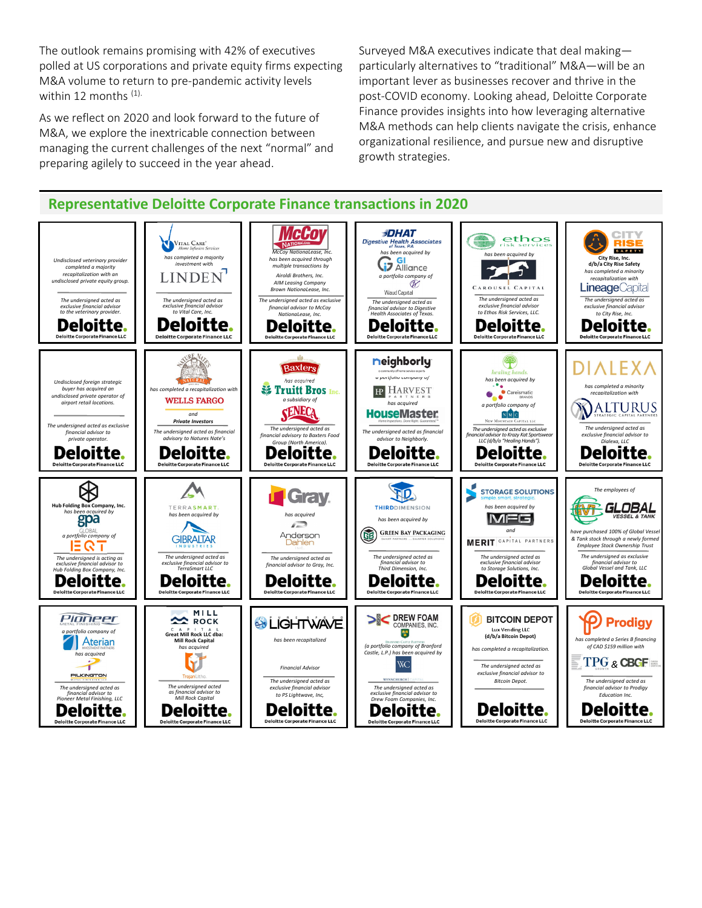The outlook remains promising with 42% of executives polled at US corporations and private equity firms expecting M&A volume to return to pre-pandemic activity levels within 12 months [(1)].

As we reflect on 2020 and look forward to the future of M&A, we explore the inextricable connection between managing the current challenges of the next "normal" and preparing agilely to succeed in the year ahead.

Surveyed M&A executives indicate that deal making—particularly alternatives to "traditional" M&A—will be an important lever as businesses recover and thrive in the post-COVID economy. Looking ahead, Deloitte Corporate Finance provides insights into how leveraging alternative M&A methods can help clients navigate the crisis, enhance organizational resilience, and pursue new and disruptive growth strategies.

## Representative Deloitte Corporate Finance transactions in 2020

Undisclosed veterinary provider completed a majority recapitalization with an undisclosed private equity group.
*The undersigned acted as exclusive financial advisor to the veterinary provider.*
Deloitte. Deloitte Corporate Finance LLC

Vital Care Home Infusion Services has completed a majority investment with LINDEN
*The undersigned acted as exclusive financial advisor to Vital Care, Inc.*
Deloitte. Deloitte Corporate Finance LLC

McCoy NationaLease, Inc. has been acquired through multiple transactions by Airoldi Brothers, Inc. AIM Leasing Company Brown NationaLease, Inc.
*The undersigned acted as exclusive financial advisor to McCoy NationaLease, Inc.*
Deloitte. Deloitte Corporate Finance LLC

DHAT Digestive Health Associates of Texas, P.A. has been acquired by GI Alliance a portfolio company of Waud Capital
*The undersigned acted as financial advisor to Digestive Health Associates of Texas.*
Deloitte. Deloitte Corporate Finance LLC

ethos risk services has been acquired by Carousel Capital
*The undersigned acted as exclusive financial advisor to Ethos Risk Services, LLC.*
Deloitte. Deloitte Corporate Finance LLC

City Rise Safety — City Rise, Inc. d/b/a City Rise Safety has completed a minority recapitalization with LineageCapital
*The undersigned acted as exclusive financial advisor to City Rise, Inc.*
Deloitte. Deloitte Corporate Finance LLC

Undisclosed foreign strategic buyer has acquired an undisclosed private operator of airport retail locations.
*The undersigned acted as exclusive financial advisor to private operator.*
Deloitte. Deloitte Corporate Finance LLC

Nature's Nate's has completed a recapitalization with Wells Fargo and Private Investors
*The undersigned acted as financial advisory to Natures Nate's*
Deloitte. Deloitte Corporate Finance LLC

Baxters has acquired Truitt Bros Inc. a subsidiary of Seneca
*The undersigned acted as financial advisory to Baxters Food Group (North America).*
Deloitte. Deloitte Corporate Finance LLC

neighborly a portfolio company of Harvest Partners has acquired HouseMaster
*The undersigned acted as financial advisor to Neighborly.*
Deloitte. Deloitte Corporate Finance LLC

healing hands has been acquired by Caresmatic Brands a portfolio company of New Mountain Capital LLC
*The undersigned acted as exclusive financial advisor to Krazy Kat Sportswear LLC (d/b/a "Healing Hands").*
Deloitte. Deloitte Corporate Finance LLC

DIALEXA has completed a minority recapitalization with Alturus Strategic Capital Partners
*The undersigned acted as exclusive financial advisor to Dialexa, LLC*
Deloitte. Deloitte Corporate Finance LLC

Hub Folding Box Company, Inc. has been acquired by gpa Global a portfolio company of EQT
*The undersigned is acting as exclusive financial advisor to Hub Folding Box Company, Inc.*
Deloitte. Deloitte Corporate Finance LLC

TerraSmart has been acquired by Gibraltar Industries
*The undersigned acted as exclusive financial advisor to TerraSmart LLC*
Deloitte. Deloitte Corporate Finance LLC

Gray has acquired Anderson Dahlen
*The undersigned acted as financial advisor to Gray, Inc.*
Deloitte. Deloitte Corporate Finance LLC

ThirdDimension has been acquired by Green Bay Packaging
*The undersigned acted as financial advisor to Third Dimension, Inc.*
Deloitte. Deloitte Corporate Finance LLC

Storage Solutions has been acquired by MFG and Merit Capital Partners
*The undersigned acted as exclusive financial advisor to Storage Solutions, Inc.*
Deloitte. Deloitte Corporate Finance LLC

The employees of Global Vessel & Tank have purchased 100% of Global Vessel & Tank stock through a newly formed Employee Stock Ownership Trust
*The undersigned acted as exclusive financial advisor to Global Vessel and Tank, LLC*
Deloitte. Deloitte Corporate Finance LLC

Pioneer Metal Finishing a portfolio company of Aterian Investment Partners has acquired Pilkington Metal Finishing LLC
*The undersigned acted as financial advisor to Pioneer Metal Finishing, LLC*
Deloitte. Deloitte Corporate Finance LLC

Mill Rock Capital — Great Mill Rock LLC dba: Mill Rock Capital has acquired TrojanLitho.
*The undersigned acted as financial advisor to Mill Rock Capital*
Deloitte. Deloitte Corporate Finance LLC

Pure Speed Lightwave has been recapitalized
Financial Advisor
*The undersigned acted as exclusive financial advisor to PS Lightwave, Inc,*
Deloitte. Deloitte Corporate Finance LLC

Drew Foam Companies, Inc. (a portfolio company of Branford Castle, L.P.) has been acquired by Wynnchurch Capital
*The undersigned acted as exclusive financial advisor to Drew Foam Companies, Inc.*
Deloitte. Deloitte Corporate Finance LLC

Bitcoin Depot — Lux Vending LLC (d/b/a Bitcoin Depot) has completed a recapitalization.
*The undersigned acted as exclusive financial advisor to Bitcoin Depot.*
Deloitte. Deloitte Corporate Finance LLC

Prodigy has completed a Series B financing of CAD $159 million with TPG Growth & CBGF
*The undersigned acted as financial advisor to Prodigy Education Inc.*
Deloitte. Deloitte Corporate Finance LLC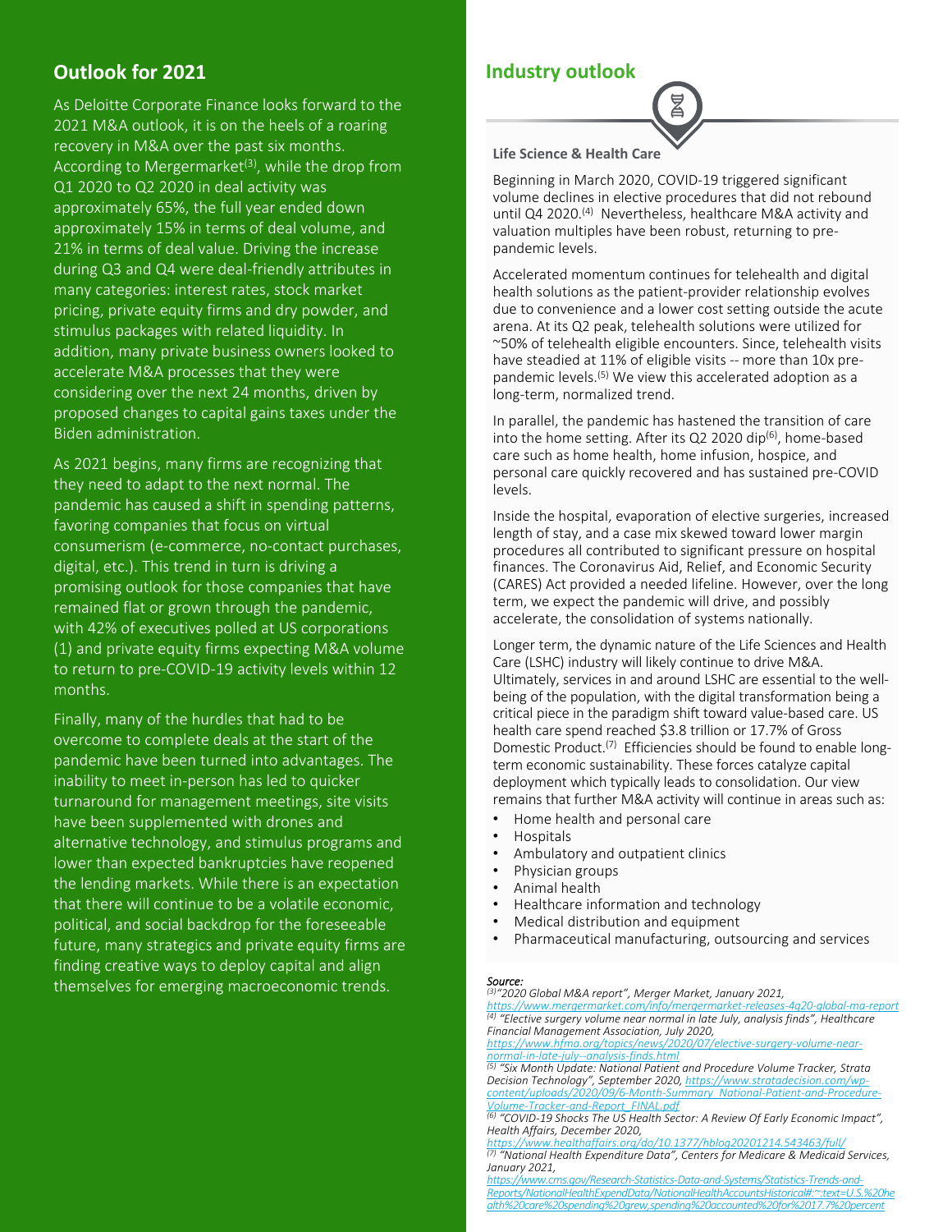## Outlook for 2021

As Deloitte Corporate Finance looks forward to the 2021 M&A outlook, it is on the heels of a roaring recovery in M&A over the past six months. According to Mergermarket[3], while the drop from Q1 2020 to Q2 2020 in deal activity was approximately 65%, the full year ended down approximately 15% in terms of deal volume, and 21% in terms of deal value. Driving the increase during Q3 and Q4 were deal-friendly attributes in many categories: interest rates, stock market pricing, private equity firms and dry powder, and stimulus packages with related liquidity. In addition, many private business owners looked to accelerate M&A processes that they were considering over the next 24 months, driven by proposed changes to capital gains taxes under the Biden administration.

As 2021 begins, many firms are recognizing that they need to adapt to the next normal. The pandemic has caused a shift in spending patterns, favoring companies that focus on virtual consumerism (e-commerce, no-contact purchases, digital, etc.). This trend in turn is driving a promising outlook for those companies that have remained flat or grown through the pandemic, with 42% of executives polled at US corporations (1) and private equity firms expecting M&A volume to return to pre-COVID-19 activity levels within 12 months.

Finally, many of the hurdles that had to be overcome to complete deals at the start of the pandemic have been turned into advantages. The inability to meet in-person has led to quicker turnaround for management meetings, site visits have been supplemented with drones and alternative technology, and stimulus programs and lower than expected bankruptcies have reopened the lending markets. While there is an expectation that there will continue to be a volatile economic, political, and social backdrop for the foreseeable future, many strategics and private equity firms are finding creative ways to deploy capital and align themselves for emerging macroeconomic trends.

## Industry outlook

### Life Science & Health Care

Beginning in March 2020, COVID-19 triggered significant volume declines in elective procedures that did not rebound until Q4 2020.[4] Nevertheless, healthcare M&A activity and valuation multiples have been robust, returning to pre-pandemic levels.

Accelerated momentum continues for telehealth and digital health solutions as the patient-provider relationship evolves due to convenience and a lower cost setting outside the acute arena. At its Q2 peak, telehealth solutions were utilized for ~50% of telehealth eligible encounters. Since, telehealth visits have steadied at 11% of eligible visits -- more than 10x pre-pandemic levels.[5] We view this accelerated adoption as a long-term, normalized trend.

In parallel, the pandemic has hastened the transition of care into the home setting. After its Q2 2020 dip[6], home-based care such as home health, home infusion, hospice, and personal care quickly recovered and has sustained pre-COVID levels.

Inside the hospital, evaporation of elective surgeries, increased length of stay, and a case mix skewed toward lower margin procedures all contributed to significant pressure on hospital finances. The Coronavirus Aid, Relief, and Economic Security (CARES) Act provided a needed lifeline. However, over the long term, we expect the pandemic will drive, and possibly accelerate, the consolidation of systems nationally.

Longer term, the dynamic nature of the Life Sciences and Health Care (LSHC) industry will likely continue to drive M&A. Ultimately, services in and around LSHC are essential to the well-being of the population, with the digital transformation being a critical piece in the paradigm shift toward value-based care. US health care spend reached $3.8 trillion or 17.7% of Gross Domestic Product.[7] Efficiencies should be found to enable long-term economic sustainability. These forces catalyze capital deployment which typically leads to consolidation. Our view remains that further M&A activity will continue in areas such as:

- Home health and personal care
- Hospitals
- Ambulatory and outpatient clinics
- Physician groups
- Animal health
- Healthcare information and technology
- Medical distribution and equipment
- Pharmaceutical manufacturing, outsourcing and services

***Source:***
*[3] "2020 Global M&A report", Merger Market, January 2021,* https://www.mergermarket.com/info/mergermarket-releases-4q20-global-ma-report
*[4] "Elective surgery volume near normal in late July, analysis finds", Healthcare Financial Management Association, July 2020,* https://www.hfma.org/topics/news/2020/07/elective-surgery-volume-near-normal-in-late-july--analysis-finds.html
*[5] "Six Month Update: National Patient and Procedure Volume Tracker, Strata Decision Technology", September 2020,* https://www.stratadecision.com/wp-content/uploads/2020/09/6-Month-Summary_National-Patient-and-Procedure-Volume-Tracker-and-Report_FINAL.pdf
*[6] "COVID-19 Shocks The US Health Sector: A Review Of Early Economic Impact", Health Affairs, December 2020,* https://www.healthaffairs.org/do/10.1377/hblog20201214.543463/full/
*[7] "National Health Expenditure Data", Centers for Medicare & Medicaid Services, January 2021,* https://www.cms.gov/Research-Statistics-Data-and-Systems/Statistics-Trends-and-Reports/NationalHealthExpendData/NationalHealthAccountsHistorical#:~:text=U.S.%20health%20care%20spending%20grew,spending%20accounted%20for%2017.7%20percent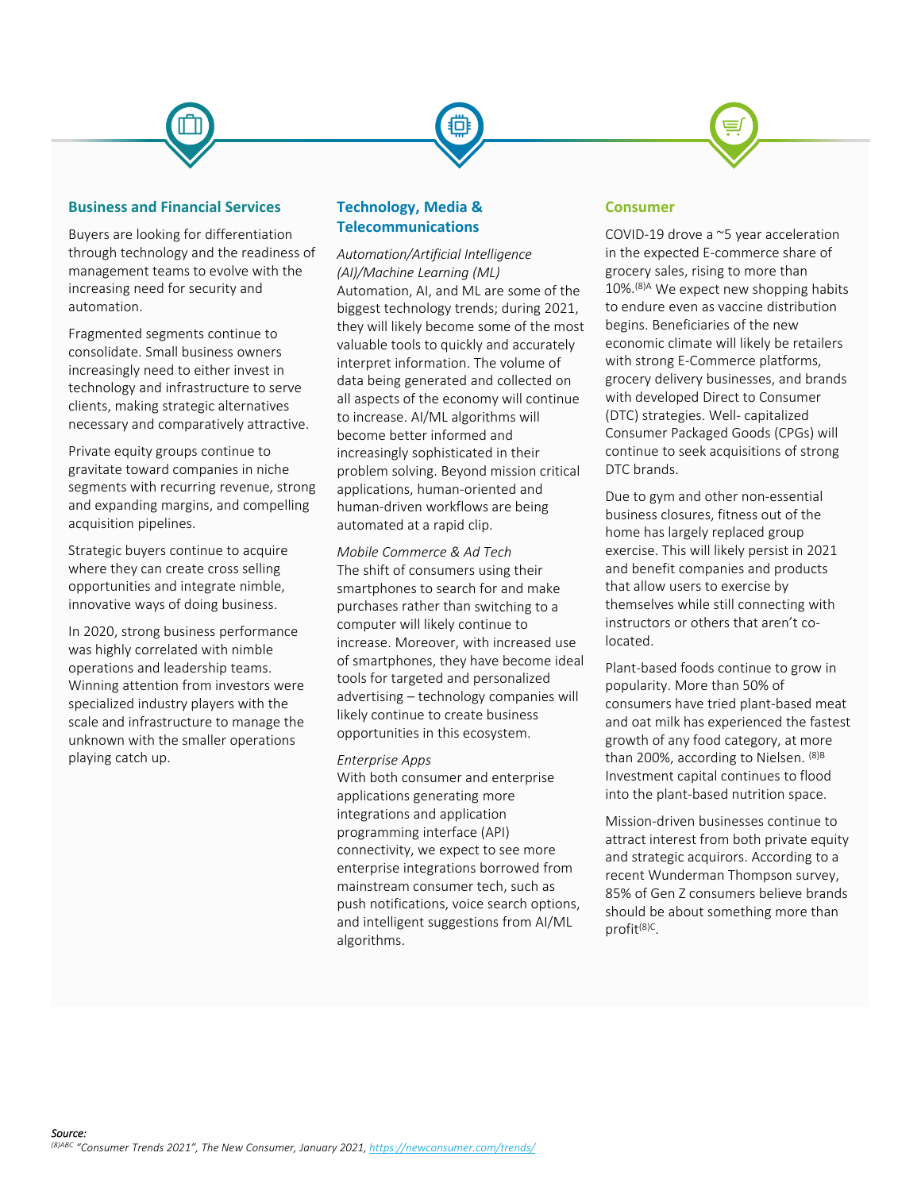## Business and Financial Services

Buyers are looking for differentiation through technology and the readiness of management teams to evolve with the increasing need for security and automation.

Fragmented segments continue to consolidate. Small business owners increasingly need to either invest in technology and infrastructure to serve clients, making strategic alternatives necessary and comparatively attractive.

Private equity groups continue to gravitate toward companies in niche segments with recurring revenue, strong and expanding margins, and compelling acquisition pipelines.

Strategic buyers continue to acquire where they can create cross selling opportunities and integrate nimble, innovative ways of doing business.

In 2020, strong business performance was highly correlated with nimble operations and leadership teams. Winning attention from investors were specialized industry players with the scale and infrastructure to manage the unknown with the smaller operations playing catch up.

## Technology, Media & Telecommunications

*Automation/Artificial Intelligence (AI)/Machine Learning (ML)*
Automation, AI, and ML are some of the biggest technology trends; during 2021, they will likely become some of the most valuable tools to quickly and accurately interpret information. The volume of data being generated and collected on all aspects of the economy will continue to increase. AI/ML algorithms will become better informed and increasingly sophisticated in their problem solving. Beyond mission critical applications, human-oriented and human-driven workflows are being automated at a rapid clip.

*Mobile Commerce & Ad Tech*
The shift of consumers using their smartphones to search for and make purchases rather than switching to a computer will likely continue to increase. Moreover, with increased use of smartphones, they have become ideal tools for targeted and personalized advertising – technology companies will likely continue to create business opportunities in this ecosystem.

*Enterprise Apps*
With both consumer and enterprise applications generating more integrations and application programming interface (API) connectivity, we expect to see more enterprise integrations borrowed from mainstream consumer tech, such as push notifications, voice search options, and intelligent suggestions from AI/ML algorithms.

## Consumer

COVID-19 drove a ~5 year acceleration in the expected E-commerce share of grocery sales, rising to more than 10%.[(8)A] We expect new shopping habits to endure even as vaccine distribution begins. Beneficiaries of the new economic climate will likely be retailers with strong E-Commerce platforms, grocery delivery businesses, and brands with developed Direct to Consumer (DTC) strategies. Well- capitalized Consumer Packaged Goods (CPGs) will continue to seek acquisitions of strong DTC brands.

Due to gym and other non-essential business closures, fitness out of the home has largely replaced group exercise. This will likely persist in 2021 and benefit companies and products that allow users to exercise by themselves while still connecting with instructors or others that aren't co-located.

Plant-based foods continue to grow in popularity. More than 50% of consumers have tried plant-based meat and oat milk has experienced the fastest growth of any food category, at more than 200%, according to Nielsen. [(8)B] Investment capital continues to flood into the plant-based nutrition space.

Mission-driven businesses continue to attract interest from both private equity and strategic acquirors. According to a recent Wunderman Thompson survey, 85% of Gen Z consumers believe brands should be about something more than profit[(8)C].

*Source:*
*[(8)ABC] "Consumer Trends 2021", The New Consumer, January 2021, https://newconsumer.com/trends/*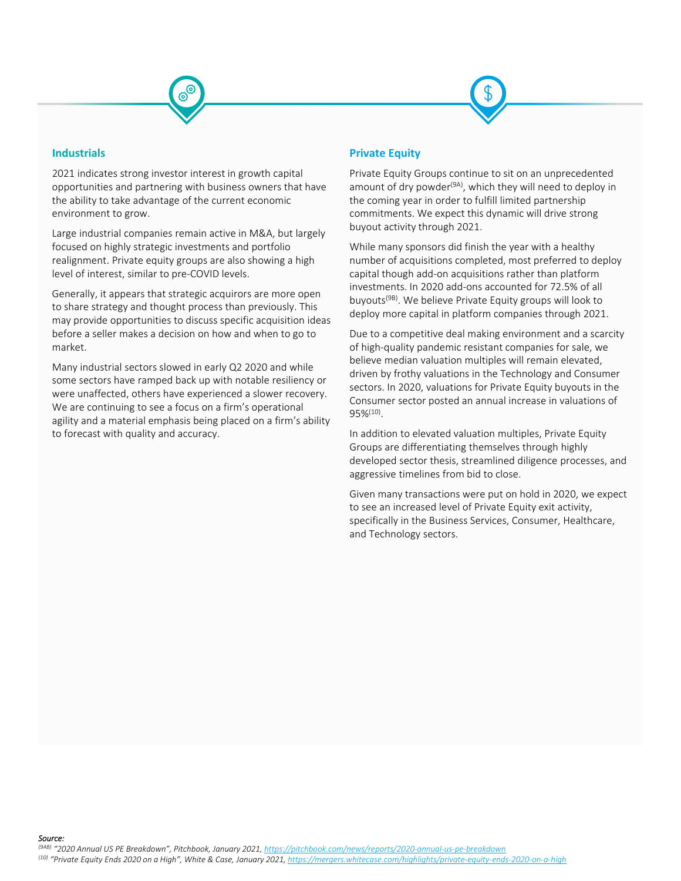## Industrials

2021 indicates strong investor interest in growth capital opportunities and partnering with business owners that have the ability to take advantage of the current economic environment to grow.

Large industrial companies remain active in M&A, but largely focused on highly strategic investments and portfolio realignment. Private equity groups are also showing a high level of interest, similar to pre-COVID levels.

Generally, it appears that strategic acquirors are more open to share strategy and thought process than previously. This may provide opportunities to discuss specific acquisition ideas before a seller makes a decision on how and when to go to market.

Many industrial sectors slowed in early Q2 2020 and while some sectors have ramped back up with notable resiliency or were unaffected, others have experienced a slower recovery. We are continuing to see a focus on a firm's operational agility and a material emphasis being placed on a firm's ability to forecast with quality and accuracy.

## Private Equity

Private Equity Groups continue to sit on an unprecedented amount of dry powder[9A], which they will need to deploy in the coming year in order to fulfill limited partnership commitments. We expect this dynamic will drive strong buyout activity through 2021.

While many sponsors did finish the year with a healthy number of acquisitions completed, most preferred to deploy capital though add-on acquisitions rather than platform investments. In 2020 add-ons accounted for 72.5% of all buyouts[9B]. We believe Private Equity groups will look to deploy more capital in platform companies through 2021.

Due to a competitive deal making environment and a scarcity of high-quality pandemic resistant companies for sale, we believe median valuation multiples will remain elevated, driven by frothy valuations in the Technology and Consumer sectors. In 2020, valuations for Private Equity buyouts in the Consumer sector posted an annual increase in valuations of 95%[10].

In addition to elevated valuation multiples, Private Equity Groups are differentiating themselves through highly developed sector thesis, streamlined diligence processes, and aggressive timelines from bid to close.

Given many transactions were put on hold in 2020, we expect to see an increased level of Private Equity exit activity, specifically in the Business Services, Consumer, Healthcare, and Technology sectors.

*Source:*
*[9AB] "2020 Annual US PE Breakdown", Pitchbook, January 2021, https://pitchbook.com/news/reports/2020-annual-us-pe-breakdown*
*[10] "Private Equity Ends 2020 on a High", White & Case, January 2021, https://mergers.whitecase.com/highlights/private-equity-ends-2020-on-a-high*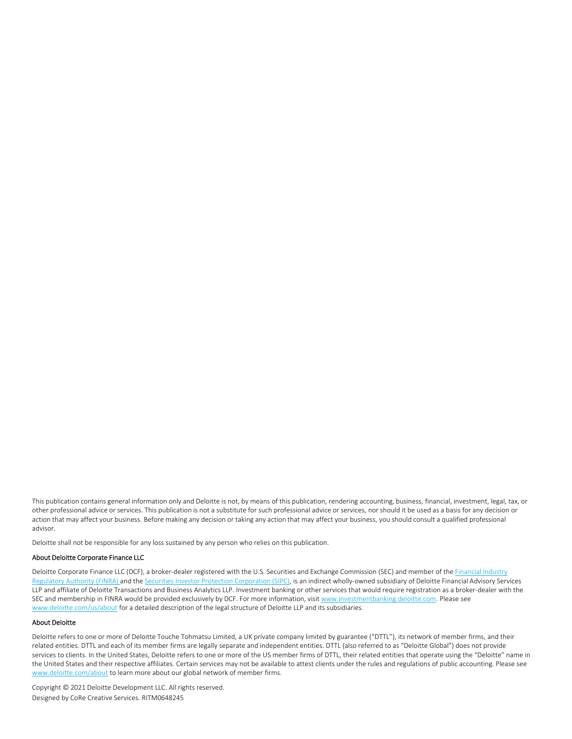This publication contains general information only and Deloitte is not, by means of this publication, rendering accounting, business, financial, investment, legal, tax, or other professional advice or services. This publication is not a substitute for such professional advice or services, nor should it be used as a basis for any decision or action that may affect your business. Before making any decision or taking any action that may affect your business, you should consult a qualified professional advisor.

Deloitte shall not be responsible for any loss sustained by any person who relies on this publication.

#### About Deloitte Corporate Finance LLC

Deloitte Corporate Finance LLC (DCF), a broker-dealer registered with the U.S. Securities and Exchange Commission (SEC) and member of the Financial Industry Regulatory Authority (FINRA) and the Securities Investor Protection Corporation (SIPC), is an indirect wholly-owned subsidiary of Deloitte Financial Advisory Services LLP and affiliate of Deloitte Transactions and Business Analytics LLP. Investment banking or other services that would require registration as a broker-dealer with the SEC and membership in FINRA would be provided exclusively by DCF. For more information, visit www.investmentbanking.deloitte.com. Please see www.deloitte.com/us/about for a detailed description of the legal structure of Deloitte LLP and its subsidiaries.

#### About Deloitte

Deloitte refers to one or more of Deloitte Touche Tohmatsu Limited, a UK private company limited by guarantee ("DTTL"), its network of member firms, and their related entities. DTTL and each of its member firms are legally separate and independent entities. DTTL (also referred to as "Deloitte Global") does not provide services to clients. In the United States, Deloitte refers to one or more of the US member firms of DTTL, their related entities that operate using the "Deloitte" name in the United States and their respective affiliates. Certain services may not be available to attest clients under the rules and regulations of public accounting. Please see www.deloitte.com/about to learn more about our global network of member firms.

Copyright © 2021 Deloitte Development LLC. All rights reserved.
Designed by CoRe Creative Services. RITM0648245